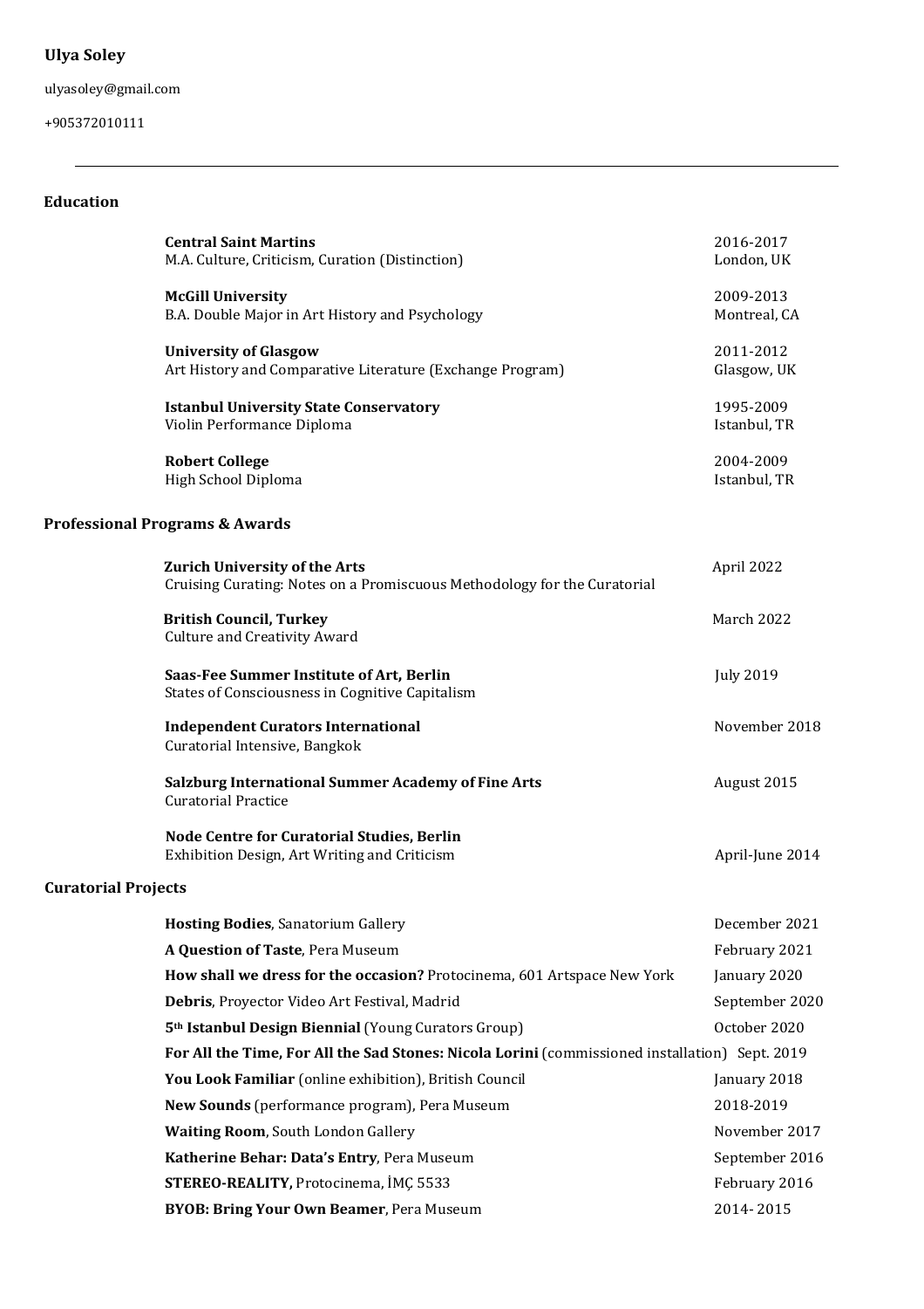# Ulya Soley

ulyasoley@gmail.com

+905372010111

---

## Education

**Central Saint Martins** — 2016-2017
M.A. Culture, Criticism, Curation (Distinction) — London, UK

**McGill University** — 2009-2013
B.A. Double Major in Art History and Psychology — Montreal, CA

**University of Glasgow** — 2011-2012
Art History and Comparative Literature (Exchange Program) — Glasgow, UK

**Istanbul University State Conservatory** — 1995-2009
Violin Performance Diploma — Istanbul, TR

**Robert College** — 2004-2009
High School Diploma — Istanbul, TR

## Professional Programs & Awards

**Zurich University of the Arts** — April 2022
Cruising Curating: Notes on a Promiscuous Methodology for the Curatorial

**British Council, Turkey** — March 2022
Culture and Creativity Award

**Saas-Fee Summer Institute of Art, Berlin** — July 2019
States of Consciousness in Cognitive Capitalism

**Independent Curators International** — November 2018
Curatorial Intensive, Bangkok

**Salzburg International Summer Academy of Fine Arts** — August 2015
Curatorial Practice

**Node Centre for Curatorial Studies, Berlin** — April-June 2014
Exhibition Design, Art Writing and Criticism

## Curatorial Projects

- **Hosting Bodies**, Sanatorium Gallery — December 2021
- **A Question of Taste**, Pera Museum — February 2021
- **How shall we dress for the occasion?** Protocinema, 601 Artspace New York — January 2020
- **Debris**, Proyector Video Art Festival, Madrid — September 2020
- **5th Istanbul Design Biennial** (Young Curators Group) — October 2020
- **For All the Time, For All the Sad Stones: Nicola Lorini** (commissioned installation) — Sept. 2019
- **You Look Familiar** (online exhibition), British Council — January 2018
- **New Sounds** (performance program), Pera Museum — 2018-2019
- **Waiting Room**, South London Gallery — November 2017
- **Katherine Behar: Data's Entry**, Pera Museum — September 2016
- **STEREO-REALITY,** Protocinema, İMÇ 5533 — February 2016
- **BYOB: Bring Your Own Beamer**, Pera Museum — 2014- 2015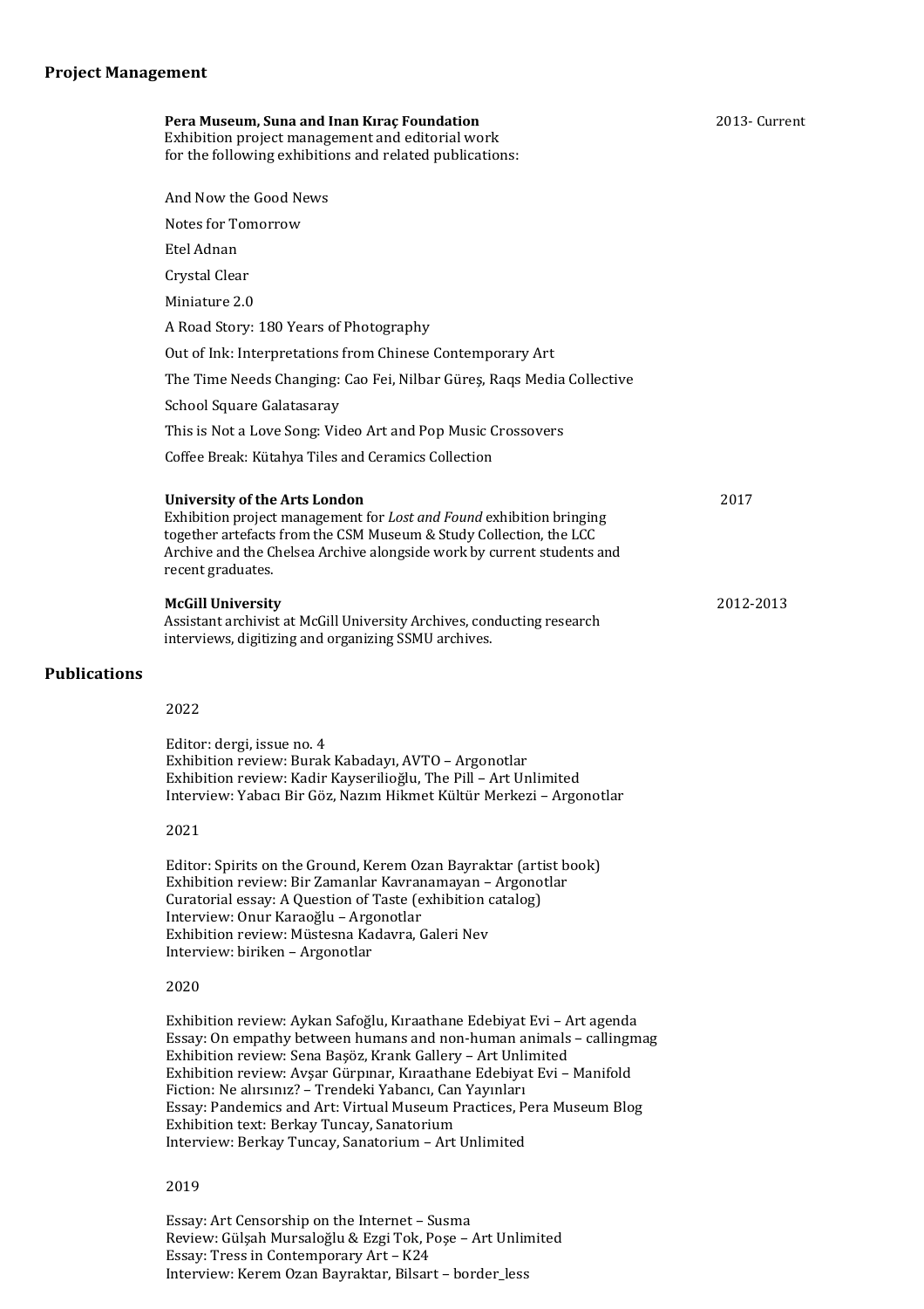## Project Management

**Pera Museum, Suna and Inan Kıraç Foundation** — 2013- Current
Exhibition project management and editorial work for the following exhibitions and related publications:

- And Now the Good News
- Notes for Tomorrow
- Etel Adnan
- Crystal Clear
- Miniature 2.0
- A Road Story: 180 Years of Photography
- Out of Ink: Interpretations from Chinese Contemporary Art
- The Time Needs Changing: Cao Fei, Nilbar Güreş, Raqs Media Collective
- School Square Galatasaray
- This is Not a Love Song: Video Art and Pop Music Crossovers
- Coffee Break: Kütahya Tiles and Ceramics Collection

**University of the Arts London** — 2017
Exhibition project management for *Lost and Found* exhibition bringing together artefacts from the CSM Museum & Study Collection, the LCC Archive and the Chelsea Archive alongside work by current students and recent graduates.

**McGill University** — 2012-2013
Assistant archivist at McGill University Archives, conducting research interviews, digitizing and organizing SSMU archives.

## Publications

2022

Editor: dergi, issue no. 4
Exhibition review: Burak Kabadayı, AVTO – Argonotlar
Exhibition review: Kadir Kayserilioğlu, The Pill – Art Unlimited
Interview: Yabancı Bir Göz, Nazım Hikmet Kültür Merkezi – Argonotlar

2021

Editor: Spirits on the Ground, Kerem Ozan Bayraktar (artist book)
Exhibition review: Bir Zamanlar Kavranamayan – Argonotlar
Curatorial essay: A Question of Taste (exhibition catalog)
Interview: Onur Karaoğlu – Argonotlar
Exhibition review: Müstesna Kadavra, Galeri Nev
Interview: biriken – Argonotlar

2020

Exhibition review: Aykan Safoğlu, Kıraathane Edebiyat Evi – Art agenda
Essay: On empathy between humans and non-human animals – callingmag
Exhibition review: Sena Başöz, Krank Gallery – Art Unlimited
Exhibition review: Avşar Gürpınar, Kıraathane Edebiyat Evi – Manifold
Fiction: Ne alırsınız? – Trendeki Yabancı, Can Yayınları
Essay: Pandemics and Art: Virtual Museum Practices, Pera Museum Blog
Exhibition text: Berkay Tuncay, Sanatorium
Interview: Berkay Tuncay, Sanatorium – Art Unlimited

2019

Essay: Art Censorship on the Internet – Susma
Review: Gülşah Mursaloğlu & Ezgi Tok, Poşe – Art Unlimited
Essay: Tress in Contemporary Art – K24
Interview: Kerem Ozan Bayraktar, Bilsart – border_less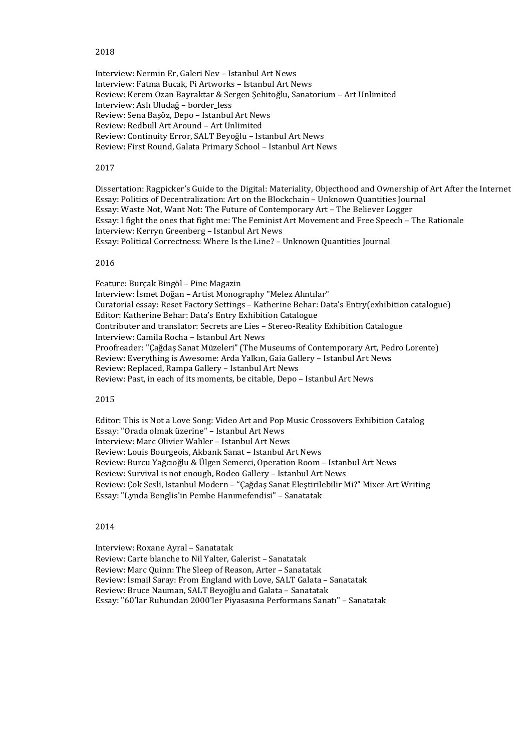2018

Interview: Nermin Er, Galeri Nev – Istanbul Art News
Interview: Fatma Bucak, Pi Artworks – Istanbul Art News
Review: Kerem Ozan Bayraktar & Sergen Şehitoğlu, Sanatorium – Art Unlimited
Interview: Aslı Uludağ – border_less
Review: Sena Başöz, Depo – Istanbul Art News
Review: Redbull Art Around – Art Unlimited
Review: Continuity Error, SALT Beyoğlu – Istanbul Art News
Review: First Round, Galata Primary School – Istanbul Art News

2017

Dissertation: Ragpicker's Guide to the Digital: Materiality, Objecthood and Ownership of Art After the Internet
Essay: Politics of Decentralization: Art on the Blockchain – Unknown Quantities Journal
Essay: Waste Not, Want Not: The Future of Contemporary Art – The Believer Logger
Essay: I fight the ones that fight me: The Feminist Art Movement and Free Speech – The Rationale
Interview: Kerryn Greenberg – Istanbul Art News
Essay: Political Correctness: Where Is the Line? – Unknown Quantities Journal

2016

Feature: Burçak Bingöl – Pine Magazin
Interview: İsmet Doğan – Artist Monography "Melez Alıntılar"
Curatorial essay: Reset Factory Settings – Katherine Behar: Data's Entry(exhibition catalogue)
Editor: Katherine Behar: Data's Entry Exhibition Catalogue
Contributer and translator: Secrets are Lies – Stereo-Reality Exhibition Catalogue
Interview: Camila Rocha – Istanbul Art News
Proofreader: "Çağdaş Sanat Müzeleri" (The Museums of Contemporary Art, Pedro Lorente)
Review: Everything is Awesome: Arda Yalkın, Gaia Gallery – Istanbul Art News
Review: Replaced, Rampa Gallery – Istanbul Art News
Review: Past, in each of its moments, be citable, Depo – Istanbul Art News

2015

Editor: This is Not a Love Song: Video Art and Pop Music Crossovers Exhibition Catalog
Essay: "Orada olmak üzerine" – Istanbul Art News
Interview: Marc Olivier Wahler – Istanbul Art News
Review: Louis Bourgeois, Akbank Sanat – Istanbul Art News
Review: Burcu Yağcıoğlu & Ülgen Semerci, Operation Room – Istanbul Art News
Review: Survival is not enough, Rodeo Gallery – Istanbul Art News
Review: Çok Sesli, Istanbul Modern – "Çağdaş Sanat Eleştirilebilir Mi?" Mixer Art Writing
Essay: "Lynda Benglis'in Pembe Hanımefendisi" – Sanatatak

2014

Interview: Roxane Ayral – Sanatatak
Review: Carte blanche to Nil Yalter, Galerist – Sanatatak
Review: Marc Quinn: The Sleep of Reason, Arter – Sanatatak
Review: İsmail Saray: From England with Love, SALT Galata – Sanatatak
Review: Bruce Nauman, SALT Beyoğlu and Galata – Sanatatak
Essay: "60'lar Ruhundan 2000'ler Piyasasına Performans Sanatı" – Sanatatak